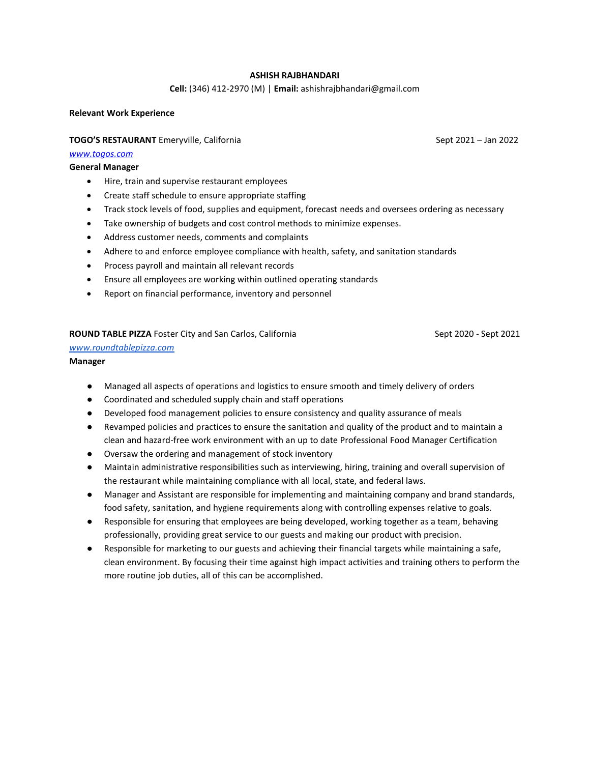**ASHISH RAJBHANDARI**

**Cell:** (346) 412-2970 (M) | **Email:** ashishrajbhandari@gmail.com

**Relevant Work Experience**

**TOGO'S RESTAURANT** Emeryville, California — Sept 2021 – Jan 2022

*www.togos.com*

**General Manager**

- Hire, train and supervise restaurant employees
- Create staff schedule to ensure appropriate staffing
- Track stock levels of food, supplies and equipment, forecast needs and oversees ordering as necessary
- Take ownership of budgets and cost control methods to minimize expenses.
- Address customer needs, comments and complaints
- Adhere to and enforce employee compliance with health, safety, and sanitation standards
- Process payroll and maintain all relevant records
- Ensure all employees are working within outlined operating standards
- Report on financial performance, inventory and personnel

**ROUND TABLE PIZZA** Foster City and San Carlos, California — Sept 2020 - Sept 2021

*www.roundtablepizza.com*

**Manager**

- Managed all aspects of operations and logistics to ensure smooth and timely delivery of orders
- Coordinated and scheduled supply chain and staff operations
- Developed food management policies to ensure consistency and quality assurance of meals
- Revamped policies and practices to ensure the sanitation and quality of the product and to maintain a clean and hazard-free work environment with an up to date Professional Food Manager Certification
- Oversaw the ordering and management of stock inventory
- Maintain administrative responsibilities such as interviewing, hiring, training and overall supervision of the restaurant while maintaining compliance with all local, state, and federal laws.
- Manager and Assistant are responsible for implementing and maintaining company and brand standards, food safety, sanitation, and hygiene requirements along with controlling expenses relative to goals.
- Responsible for ensuring that employees are being developed, working together as a team, behaving professionally, providing great service to our guests and making our product with precision.
- Responsible for marketing to our guests and achieving their financial targets while maintaining a safe, clean environment. By focusing their time against high impact activities and training others to perform the more routine job duties, all of this can be accomplished.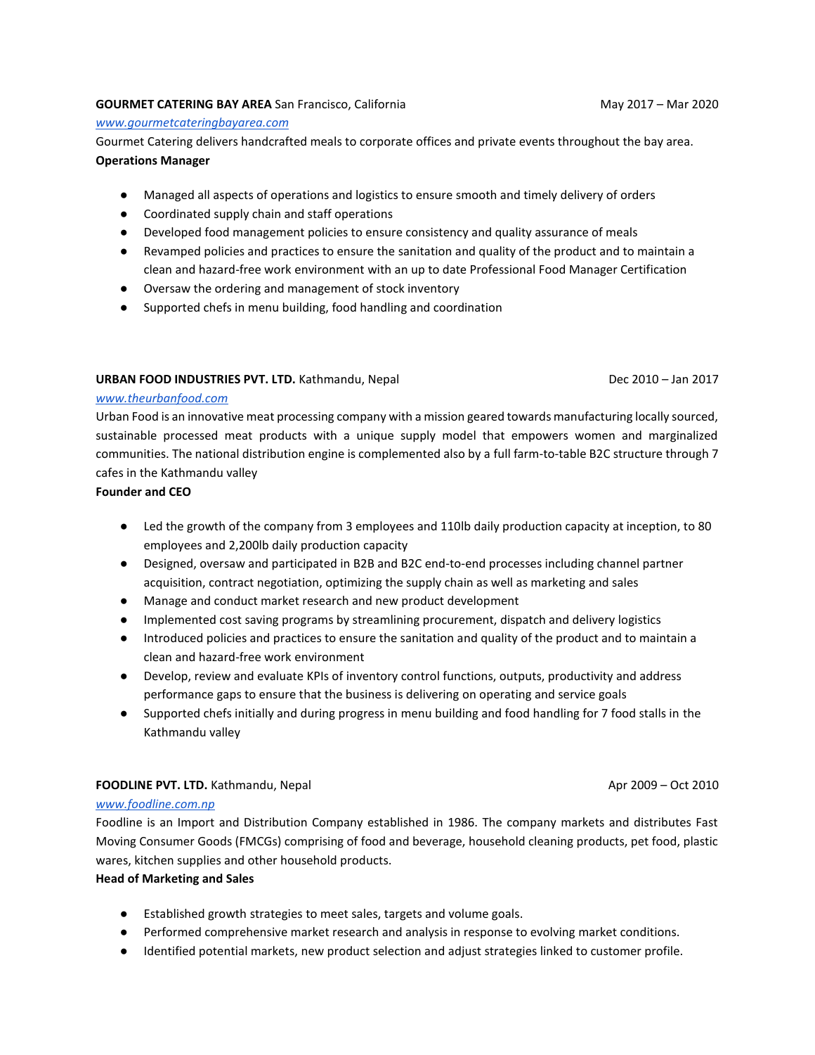**GOURMET CATERING BAY AREA** San Francisco, California May 2017 – Mar 2020

[www.gourmetcateringbayarea.com](http://www.gourmetcateringbayarea.com)

Gourmet Catering delivers handcrafted meals to corporate offices and private events throughout the bay area.

**Operations Manager**

- Managed all aspects of operations and logistics to ensure smooth and timely delivery of orders
- Coordinated supply chain and staff operations
- Developed food management policies to ensure consistency and quality assurance of meals
- Revamped policies and practices to ensure the sanitation and quality of the product and to maintain a clean and hazard-free work environment with an up to date Professional Food Manager Certification
- Oversaw the ordering and management of stock inventory
- Supported chefs in menu building, food handling and coordination

**URBAN FOOD INDUSTRIES PVT. LTD.** Kathmandu, Nepal Dec 2010 – Jan 2017

[www.theurbanfood.com](http://www.theurbanfood.com)

Urban Food is an innovative meat processing company with a mission geared towards manufacturing locally sourced, sustainable processed meat products with a unique supply model that empowers women and marginalized communities. The national distribution engine is complemented also by a full farm-to-table B2C structure through 7 cafes in the Kathmandu valley

**Founder and CEO**

- Led the growth of the company from 3 employees and 110lb daily production capacity at inception, to 80 employees and 2,200lb daily production capacity
- Designed, oversaw and participated in B2B and B2C end-to-end processes including channel partner acquisition, contract negotiation, optimizing the supply chain as well as marketing and sales
- Manage and conduct market research and new product development
- Implemented cost saving programs by streamlining procurement, dispatch and delivery logistics
- Introduced policies and practices to ensure the sanitation and quality of the product and to maintain a clean and hazard-free work environment
- Develop, review and evaluate KPIs of inventory control functions, outputs, productivity and address performance gaps to ensure that the business is delivering on operating and service goals
- Supported chefs initially and during progress in menu building and food handling for 7 food stalls in the Kathmandu valley

**FOODLINE PVT. LTD.** Kathmandu, Nepal Apr 2009 – Oct 2010

[www.foodline.com.np](http://www.foodline.com.np)

Foodline is an Import and Distribution Company established in 1986. The company markets and distributes Fast Moving Consumer Goods (FMCGs) comprising of food and beverage, household cleaning products, pet food, plastic wares, kitchen supplies and other household products.

**Head of Marketing and Sales**

- Established growth strategies to meet sales, targets and volume goals.
- Performed comprehensive market research and analysis in response to evolving market conditions.
- Identified potential markets, new product selection and adjust strategies linked to customer profile.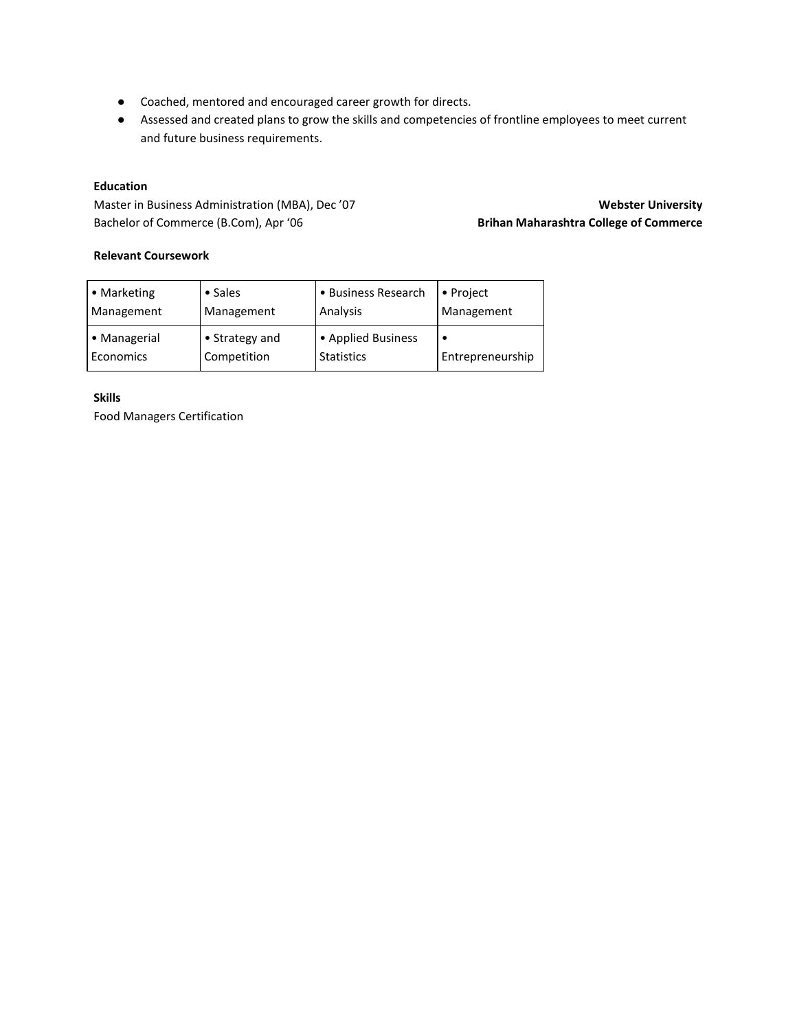- Coached, mentored and encouraged career growth for directs.
- Assessed and created plans to grow the skills and competencies of frontline employees to meet current and future business requirements.

**Education**

Master in Business Administration (MBA), Dec '07 — **Webster University**

Bachelor of Commerce (B.Com), Apr '06 — **Brihan Maharashtra College of Commerce**

**Relevant Coursework**

| | | | |
|---|---|---|---|
| • Marketing Management | • Sales Management | • Business Research Analysis | • Project Management |
| • Managerial Economics | • Strategy and Competition | • Applied Business Statistics | • Entrepreneurship |

**Skills**

Food Managers Certification